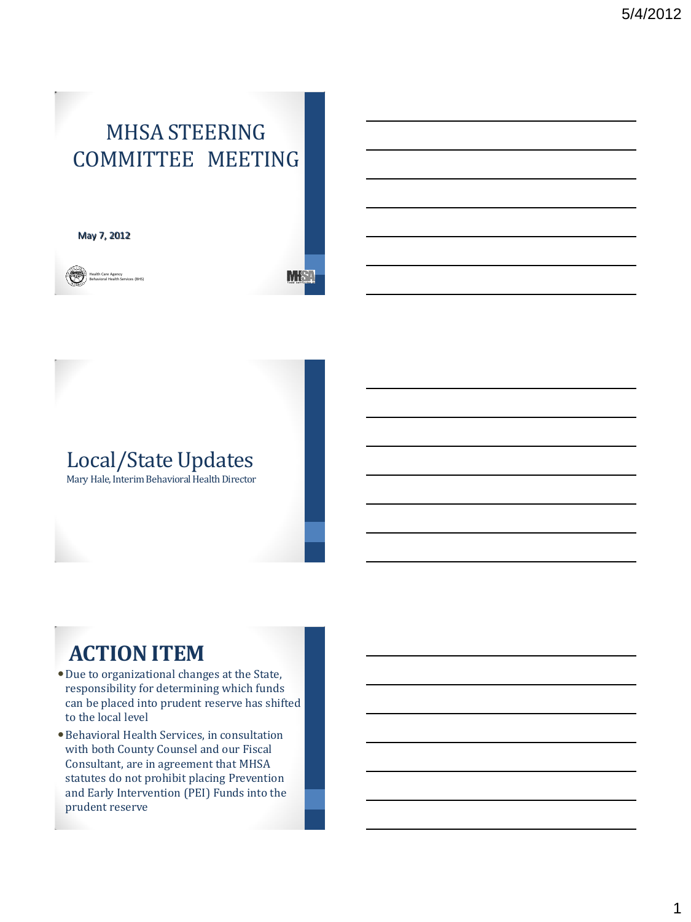# MHSA STEERING COMMITTEE MEETING

**May 7, 2012**

Health Care Agency
Behavioral Health Services (BHS)

## Local/State Updates

Mary Hale, Interim Behavioral Health Director

## ACTION ITEM

- Due to organizational changes at the State, responsibility for determining which funds can be placed into prudent reserve has shifted to the local level
- Behavioral Health Services, in consultation with both County Counsel and our Fiscal Consultant, are in agreement that MHSA statutes do not prohibit placing Prevention and Early Intervention (PEI) Funds into the prudent reserve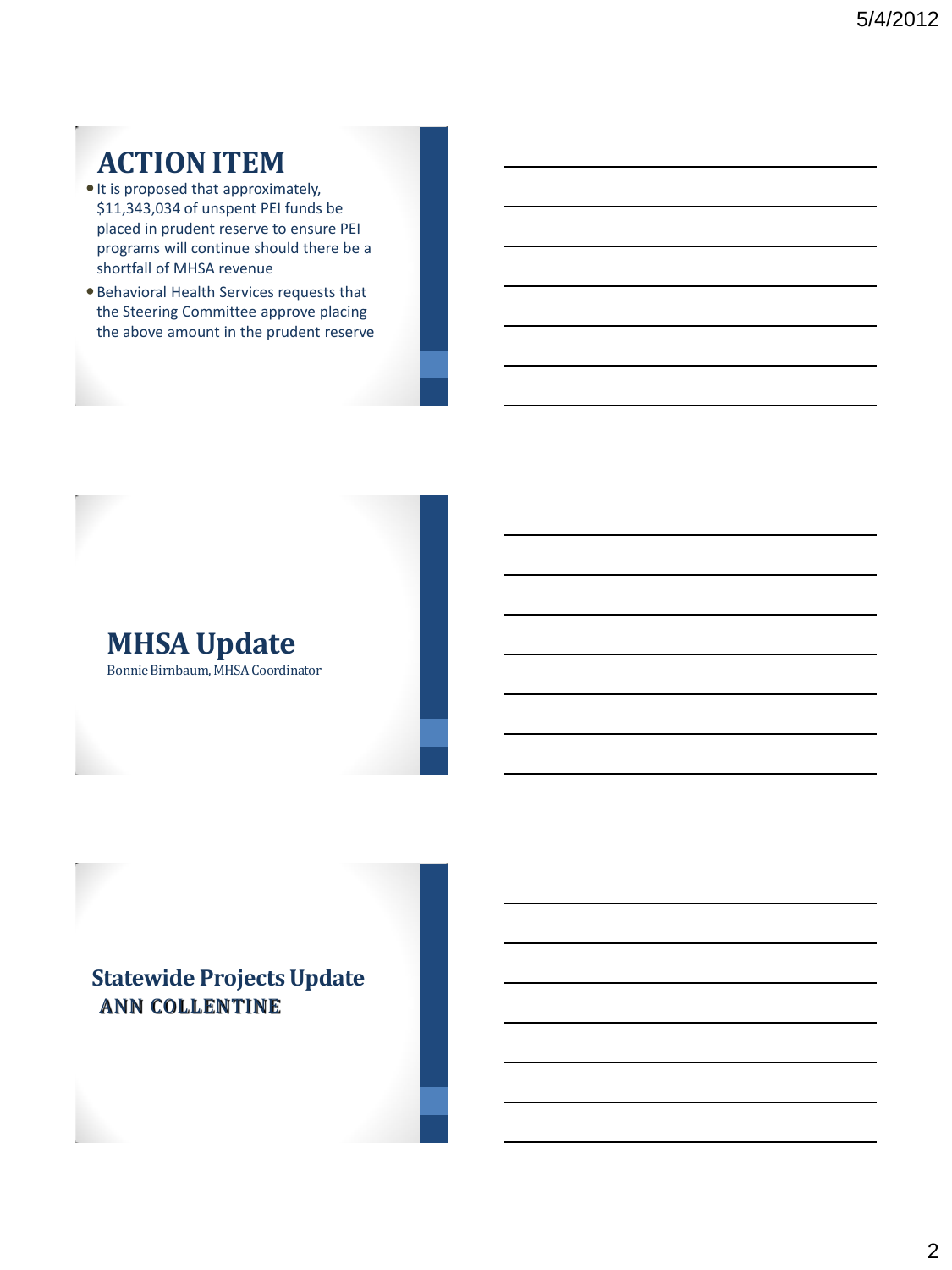## ACTION ITEM

- It is proposed that approximately, $11,343,034 of unspent PEI funds be placed in prudent reserve to ensure PEI programs will continue should there be a shortfall of MHSA revenue
- Behavioral Health Services requests that the Steering Committee approve placing the above amount in the prudent reserve

## MHSA Update

Bonnie Birnbaum, MHSA Coordinator

## Statewide Projects Update

ANN COLLENTINE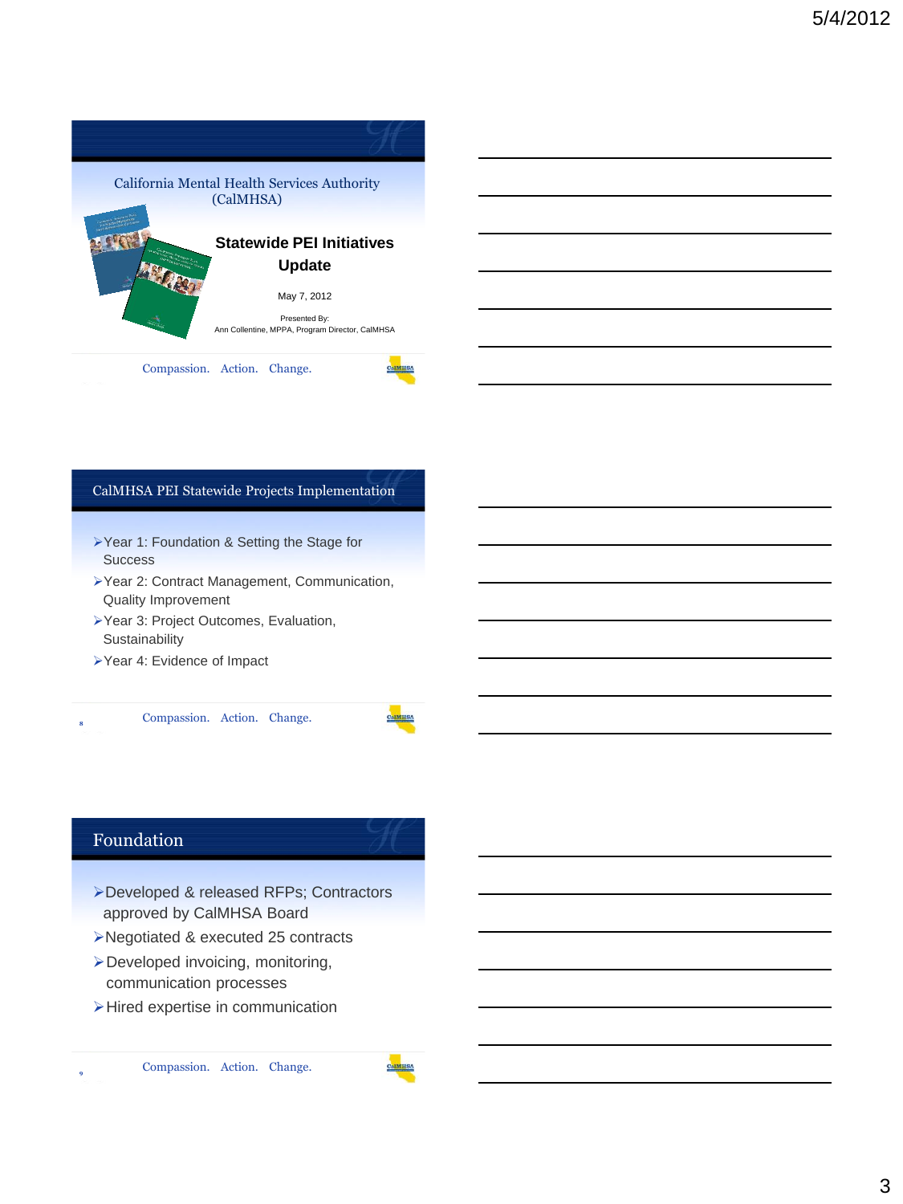California Mental Health Services Authority (CalMHSA)

**Statewide PEI Initiatives Update**

May 7, 2012

Presented By:
Ann Collentine, MPPA, Program Director, CalMHSA

Compassion. Action. Change.

## CalMHSA PEI Statewide Projects Implementation

- Year 1: Foundation & Setting the Stage for Success
- Year 2: Contract Management, Communication, Quality Improvement
- Year 3: Project Outcomes, Evaluation, Sustainability
- Year 4: Evidence of Impact

Compassion. Action. Change.

## Foundation

- Developed & released RFPs; Contractors approved by CalMHSA Board
- Negotiated & executed 25 contracts
- Developed invoicing, monitoring, communication processes
- Hired expertise in communication

Compassion. Action. Change.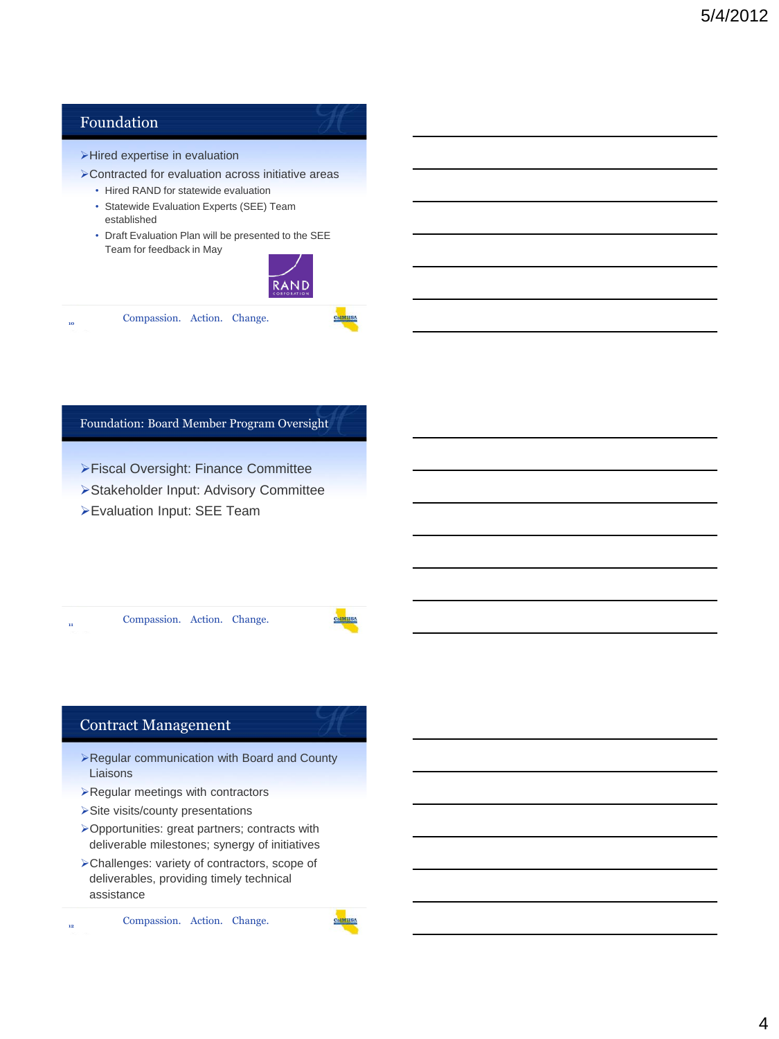## Foundation

- Hired expertise in evaluation
- Contracted for evaluation across initiative areas
  - Hired RAND for statewide evaluation
  - Statewide Evaluation Experts (SEE) Team established
  - Draft Evaluation Plan will be presented to the SEE Team for feedback in May

RAND CORPORATION

Compassion. Action. Change.

## Foundation: Board Member Program Oversight

- Fiscal Oversight: Finance Committee
- Stakeholder Input: Advisory Committee
- Evaluation Input: SEE Team

Compassion. Action. Change.

## Contract Management

- Regular communication with Board and County Liaisons
- Regular meetings with contractors
- Site visits/county presentations
- Opportunities: great partners; contracts with deliverable milestones; synergy of initiatives
- Challenges: variety of contractors, scope of deliverables, providing timely technical assistance

Compassion. Action. Change.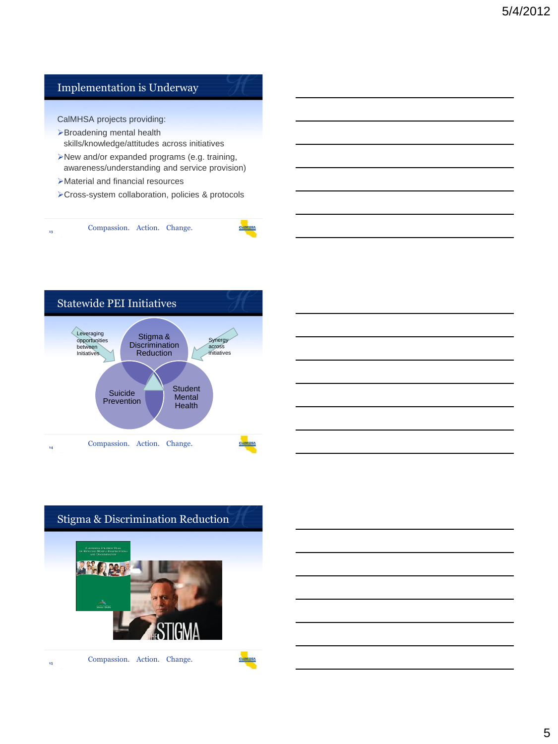## Implementation is Underway

CalMHSA projects providing:

- Broadening mental health skills/knowledge/attitudes across initiatives
- New and/or expanded programs (e.g. training, awareness/understanding and service provision)
- Material and financial resources
- Cross-system collaboration, policies & protocols

Compassion. Action. Change.

## Statewide PEI Initiatives

Leveraging opportunities between Initiatives

Stigma & Discrimination Reduction

Synergy across initiatives

Suicide Prevention

Student Mental Health

Compassion. Action. Change.

## Stigma & Discrimination Reduction

California Strategic Plan on Reducing Mental Health Stigma and Discrimination

THE STIGMA

Compassion. Action. Change.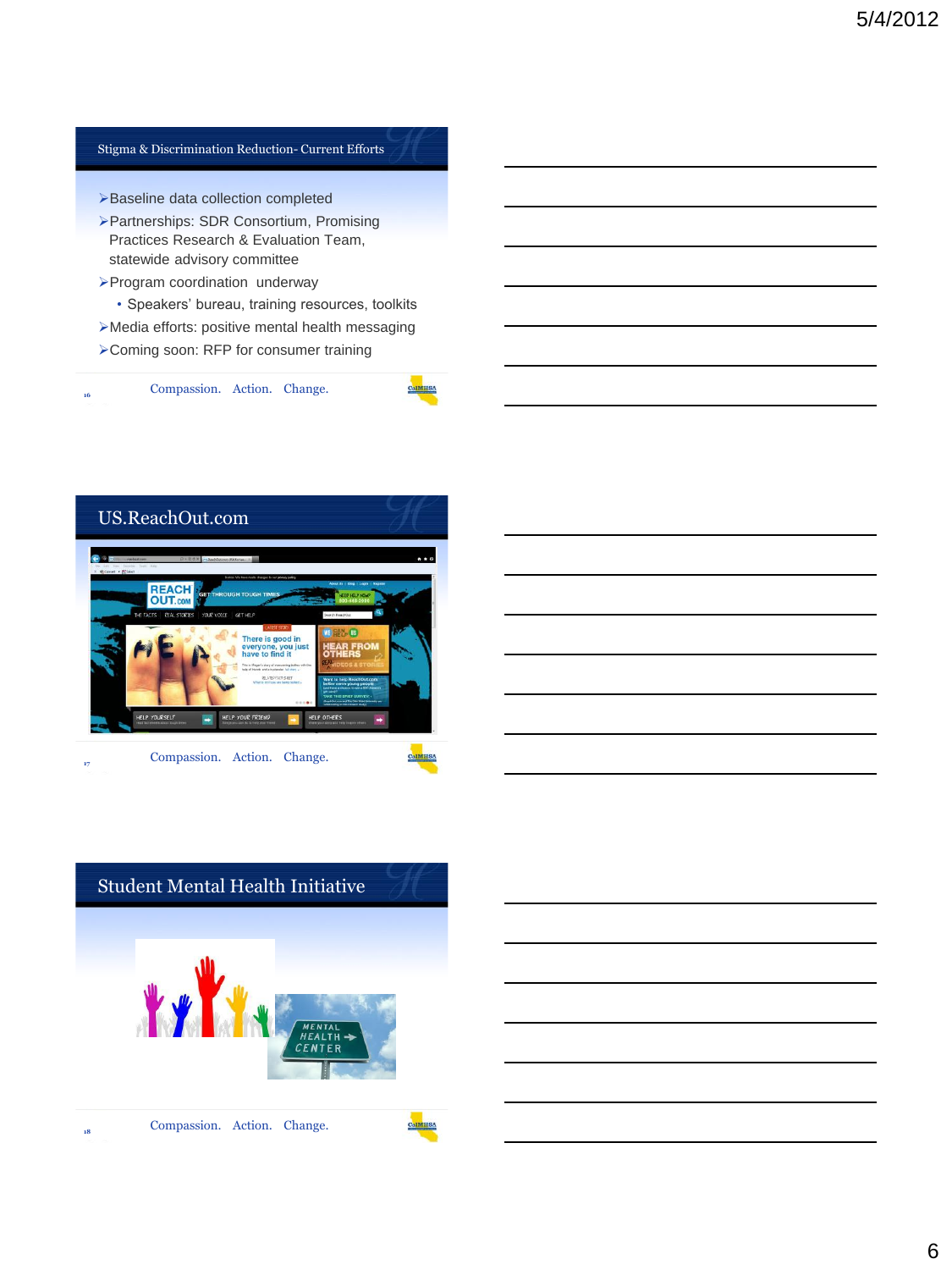## Stigma & Discrimination Reduction- Current Efforts

- Baseline data collection completed
- Partnerships: SDR Consortium, Promising Practices Research & Evaluation Team, statewide advisory committee
- Program coordination underway
  - Speakers' bureau, training resources, toolkits
- Media efforts: positive mental health messaging
- Coming soon: RFP for consumer training

Compassion. Action. Change.

## US.ReachOut.com

Compassion. Action. Change.

## Student Mental Health Initiative

Compassion. Action. Change.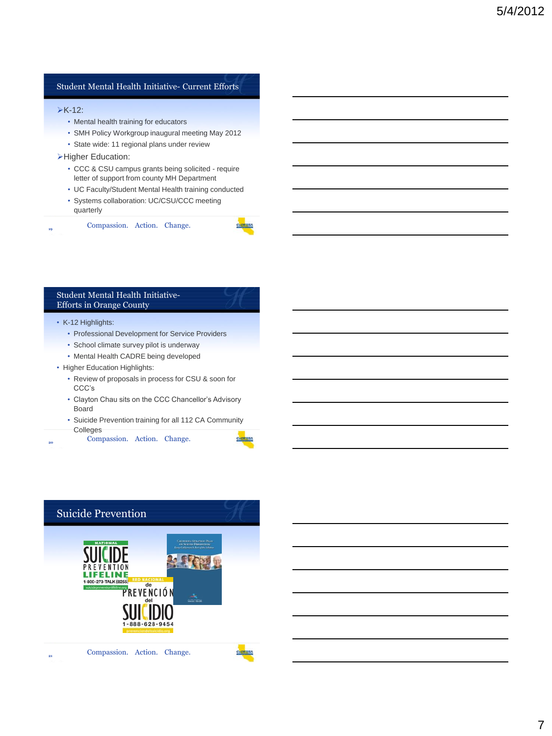## Student Mental Health Initiative- Current Efforts

- K-12:
  - Mental health training for educators
  - SMH Policy Workgroup inaugural meeting May 2012
  - State wide: 11 regional plans under review
- Higher Education:
  - CCC & CSU campus grants being solicited - require letter of support from county MH Department
  - UC Faculty/Student Mental Health training conducted
  - Systems collaboration: UC/CSU/CCC meeting quarterly

Compassion. Action. Change.

## Student Mental Health Initiative- Efforts in Orange County

- K-12 Highlights:
  - Professional Development for Service Providers
  - School climate survey pilot is underway
  - Mental Health CADRE being developed
- Higher Education Highlights:
  - Review of proposals in process for CSU & soon for CCC's
  - Clayton Chau sits on the CCC Chancellor's Advisory Board
  - Suicide Prevention training for all 112 CA Community Colleges

Compassion. Action. Change.

## Suicide Prevention

NATIONAL SUICIDE PREVENTION LIFELINE 1-800-273-TALK (8255) suicidepreventionlifeline.org

RED NACIONAL de PREVENCIÓN del SUICIDIO 1-888-628-9454 prevenciondelsuicidio.org

Compassion. Action. Change.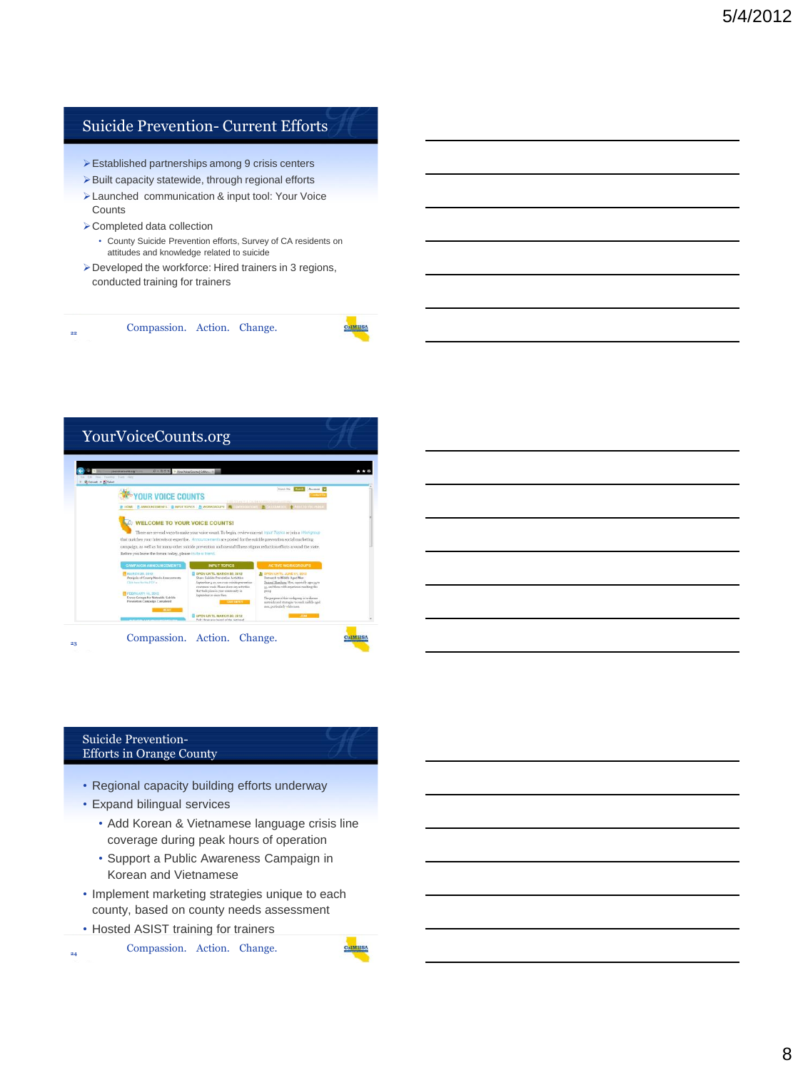## Suicide Prevention- Current Efforts

- Established partnerships among 9 crisis centers
- Built capacity statewide, through regional efforts
- Launched communication & input tool: Your Voice Counts
- Completed data collection
  - County Suicide Prevention efforts, Survey of CA residents on attitudes and knowledge related to suicide
- Developed the workforce: Hired trainers in 3 regions, conducted training for trainers

Compassion. Action. Change.

## YourVoiceCounts.org

Compassion. Action. Change.

## Suicide Prevention- Efforts in Orange County

- Regional capacity building efforts underway
- Expand bilingual services
  - Add Korean & Vietnamese language crisis line coverage during peak hours of operation
  - Support a Public Awareness Campaign in Korean and Vietnamese
- Implement marketing strategies unique to each county, based on county needs assessment
- Hosted ASIST training for trainers

Compassion. Action. Change.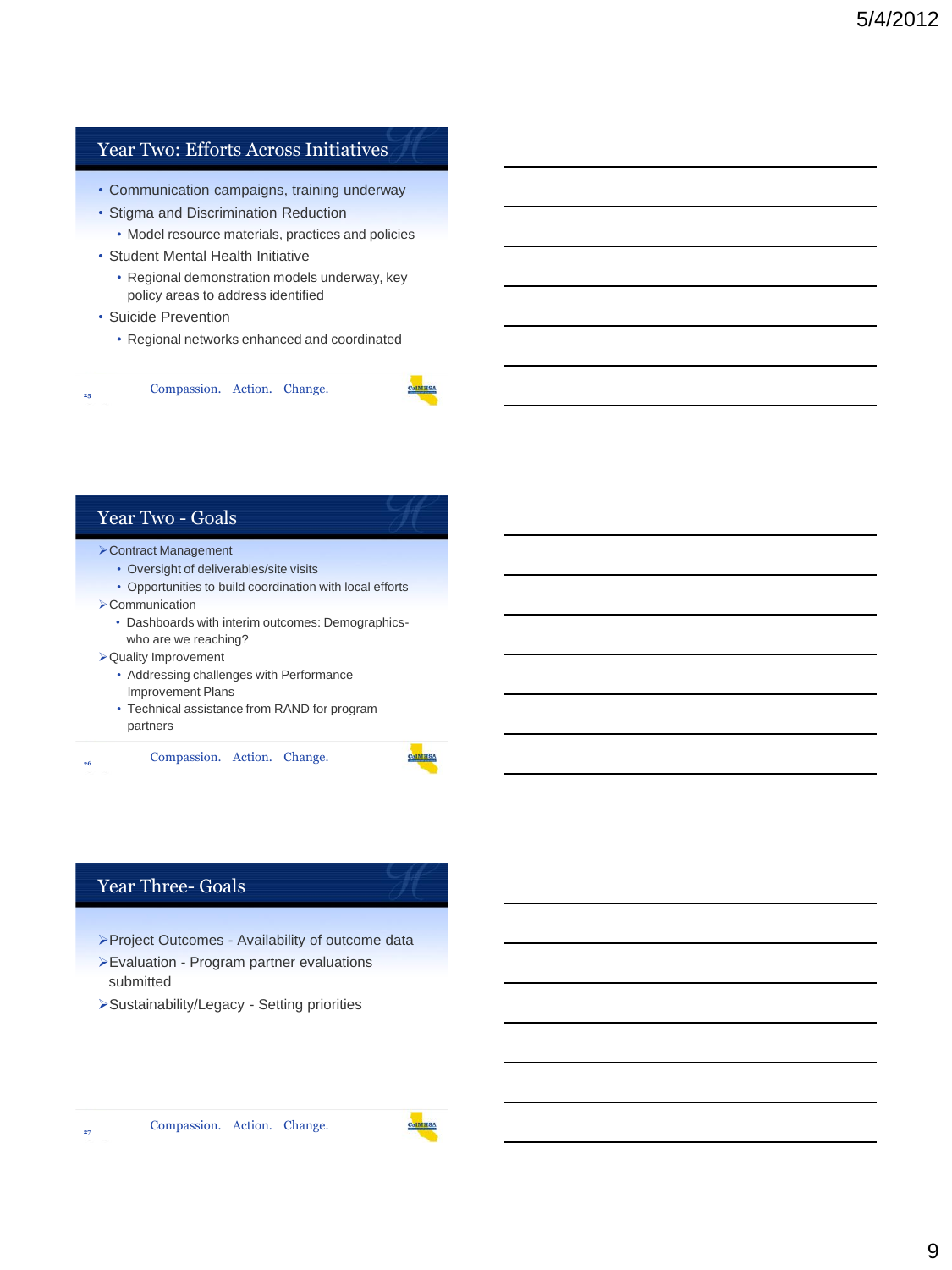## Year Two: Efforts Across Initiatives

- Communication campaigns, training underway
- Stigma and Discrimination Reduction
  - Model resource materials, practices and policies
- Student Mental Health Initiative
  - Regional demonstration models underway, key policy areas to address identified
- Suicide Prevention
  - Regional networks enhanced and coordinated

Compassion. Action. Change.

## Year Two - Goals

- Contract Management
  - Oversight of deliverables/site visits
  - Opportunities to build coordination with local efforts
- Communication
  - Dashboards with interim outcomes: Demographics- who are we reaching?
- Quality Improvement
  - Addressing challenges with Performance Improvement Plans
  - Technical assistance from RAND for program partners

Compassion. Action. Change.

## Year Three- Goals

- Project Outcomes - Availability of outcome data
- Evaluation - Program partner evaluations submitted
- Sustainability/Legacy - Setting priorities

Compassion. Action. Change.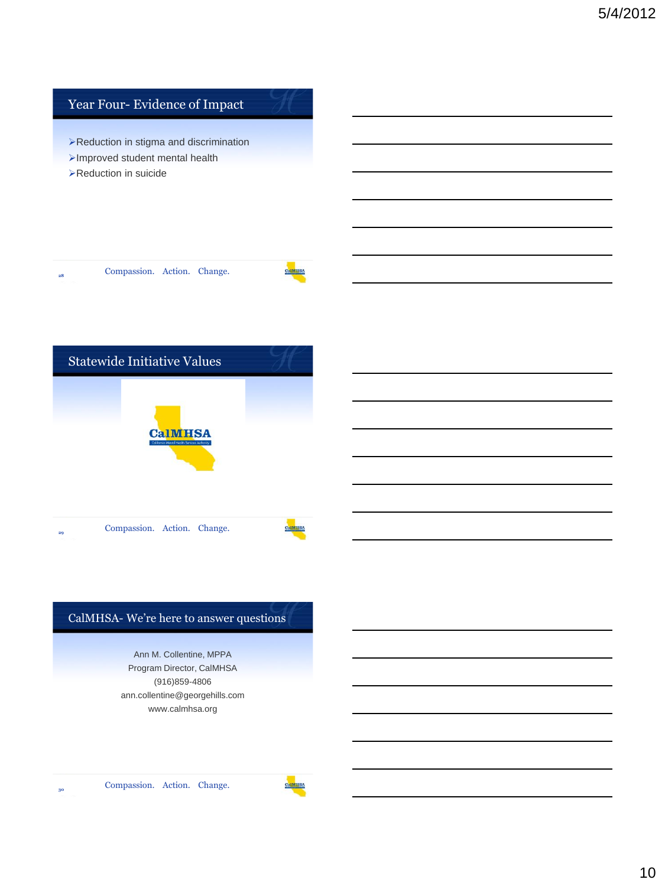## Year Four- Evidence of Impact

- Reduction in stigma and discrimination
- Improved student mental health
- Reduction in suicide

Compassion. Action. Change.

## Statewide Initiative Values

Compassion. Action. Change.

## CalMHSA- We're here to answer questions

Ann M. Collentine, MPPA
Program Director, CalMHSA
(916)859-4806
ann.collentine@georgehills.com
www.calmhsa.org

Compassion. Action. Change.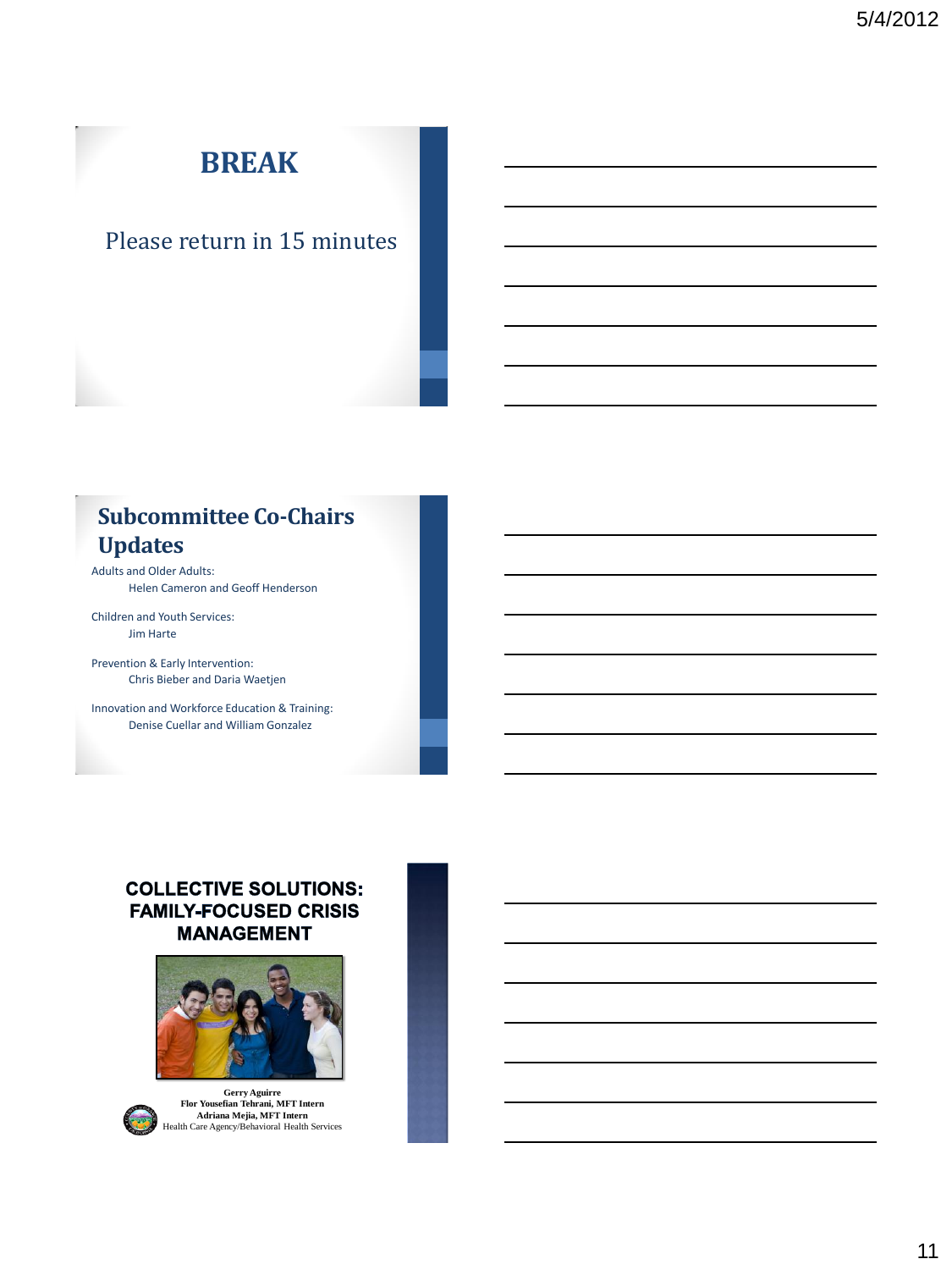# BREAK

Please return in 15 minutes

## Subcommittee Co-Chairs Updates

Adults and Older Adults:
Helen Cameron and Geoff Henderson

Children and Youth Services:
Jim Harte

Prevention & Early Intervention:
Chris Bieber and Daria Waetjen

Innovation and Workforce Education & Training:
Denise Cuellar and William Gonzalez

## COLLECTIVE SOLUTIONS: FAMILY-FOCUSED CRISIS MANAGEMENT

**Gerry Aguirre**
**Flor Yousefian Tehrani, MFT Intern**
**Adriana Mejia, MFT Intern**
Health Care Agency/Behavioral Health Services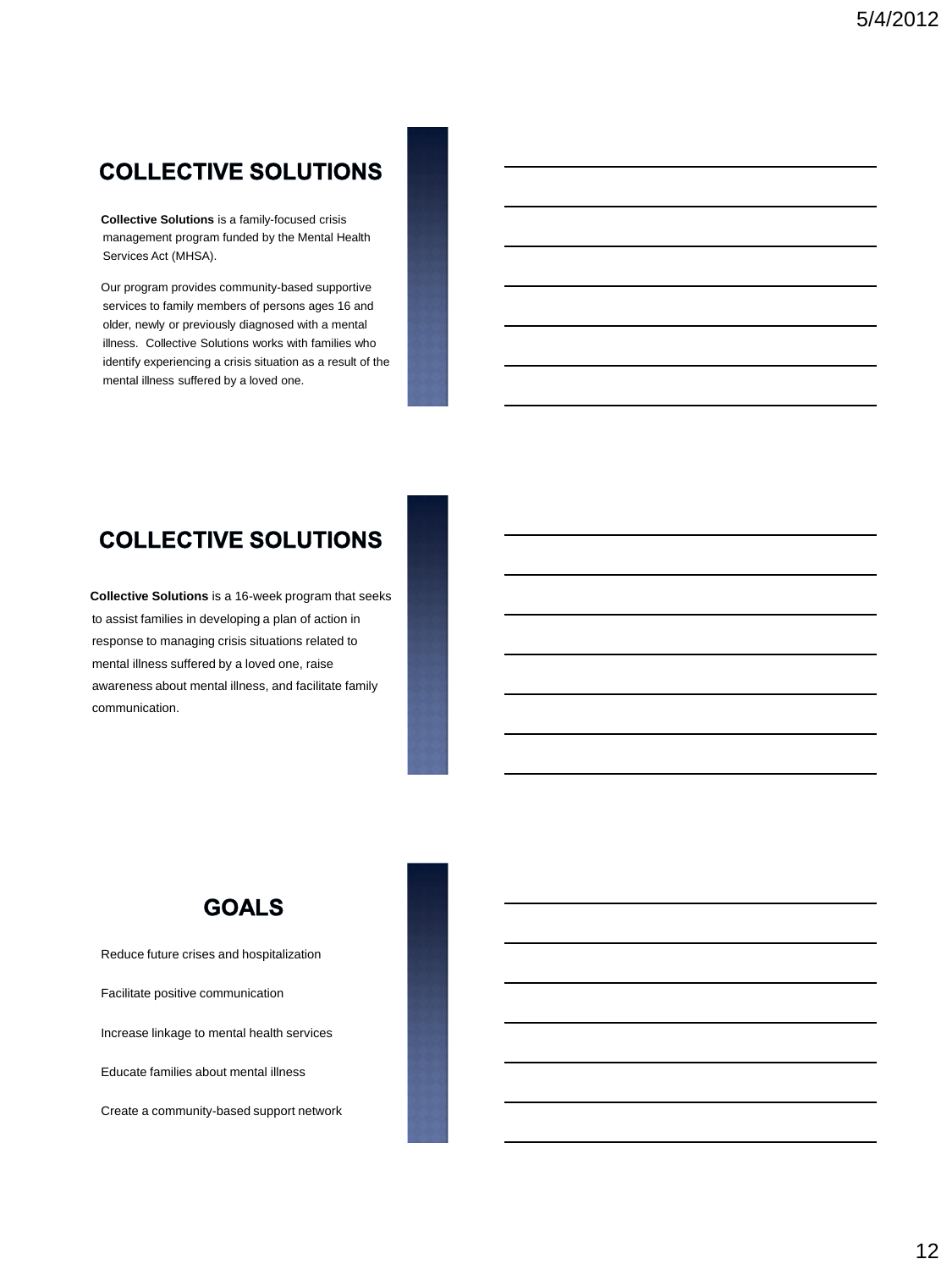## COLLECTIVE SOLUTIONS

**Collective Solutions** is a family-focused crisis management program funded by the Mental Health Services Act (MHSA).

Our program provides community-based supportive services to family members of persons ages 16 and older, newly or previously diagnosed with a mental illness. Collective Solutions works with families who identify experiencing a crisis situation as a result of the mental illness suffered by a loved one.

## COLLECTIVE SOLUTIONS

**Collective Solutions** is a 16-week program that seeks to assist families in developing a plan of action in response to managing crisis situations related to mental illness suffered by a loved one, raise awareness about mental illness, and facilitate family communication.

## GOALS

- Reduce future crises and hospitalization
- Facilitate positive communication
- Increase linkage to mental health services
- Educate families about mental illness
- Create a community-based support network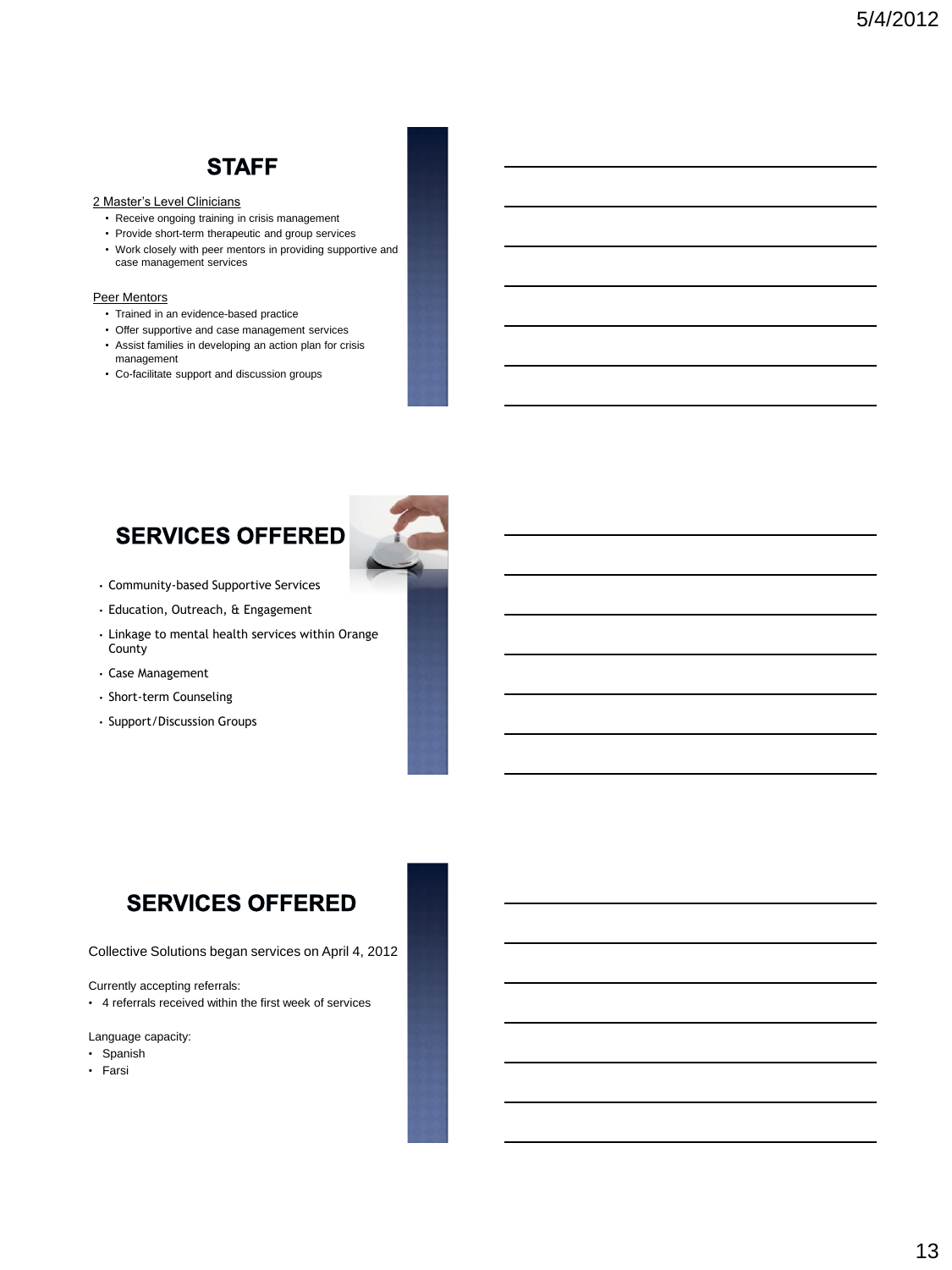## STAFF

2 Master's Level Clinicians

- Receive ongoing training in crisis management
- Provide short-term therapeutic and group services
- Work closely with peer mentors in providing supportive and case management services

Peer Mentors

- Trained in an evidence-based practice
- Offer supportive and case management services
- Assist families in developing an action plan for crisis management
- Co-facilitate support and discussion groups

## SERVICES OFFERED

- Community-based Supportive Services
- Education, Outreach, & Engagement
- Linkage to mental health services within Orange County
- Case Management
- Short-term Counseling
- Support/Discussion Groups

## SERVICES OFFERED

Collective Solutions began services on April 4, 2012

Currently accepting referrals:

- 4 referrals received within the first week of services

Language capacity:

- Spanish
- Farsi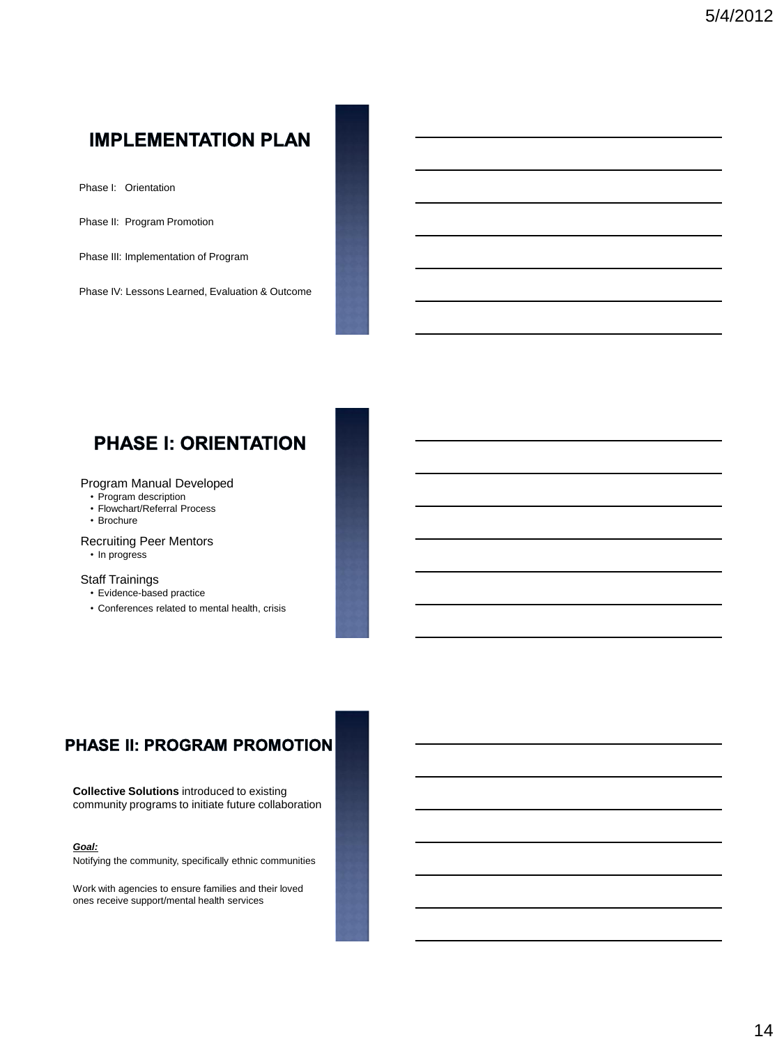## IMPLEMENTATION PLAN

Phase I: Orientation

Phase II: Program Promotion

Phase III: Implementation of Program

Phase IV: Lessons Learned, Evaluation & Outcome

## PHASE I: ORIENTATION

Program Manual Developed

- Program description
- Flowchart/Referral Process
- Brochure

Recruiting Peer Mentors

- In progress

Staff Trainings

- Evidence-based practice
- Conferences related to mental health, crisis

## PHASE II: PROGRAM PROMOTION

**Collective Solutions** introduced to existing community programs to initiate future collaboration

***Goal:***

Notifying the community, specifically ethnic communities

Work with agencies to ensure families and their loved ones receive support/mental health services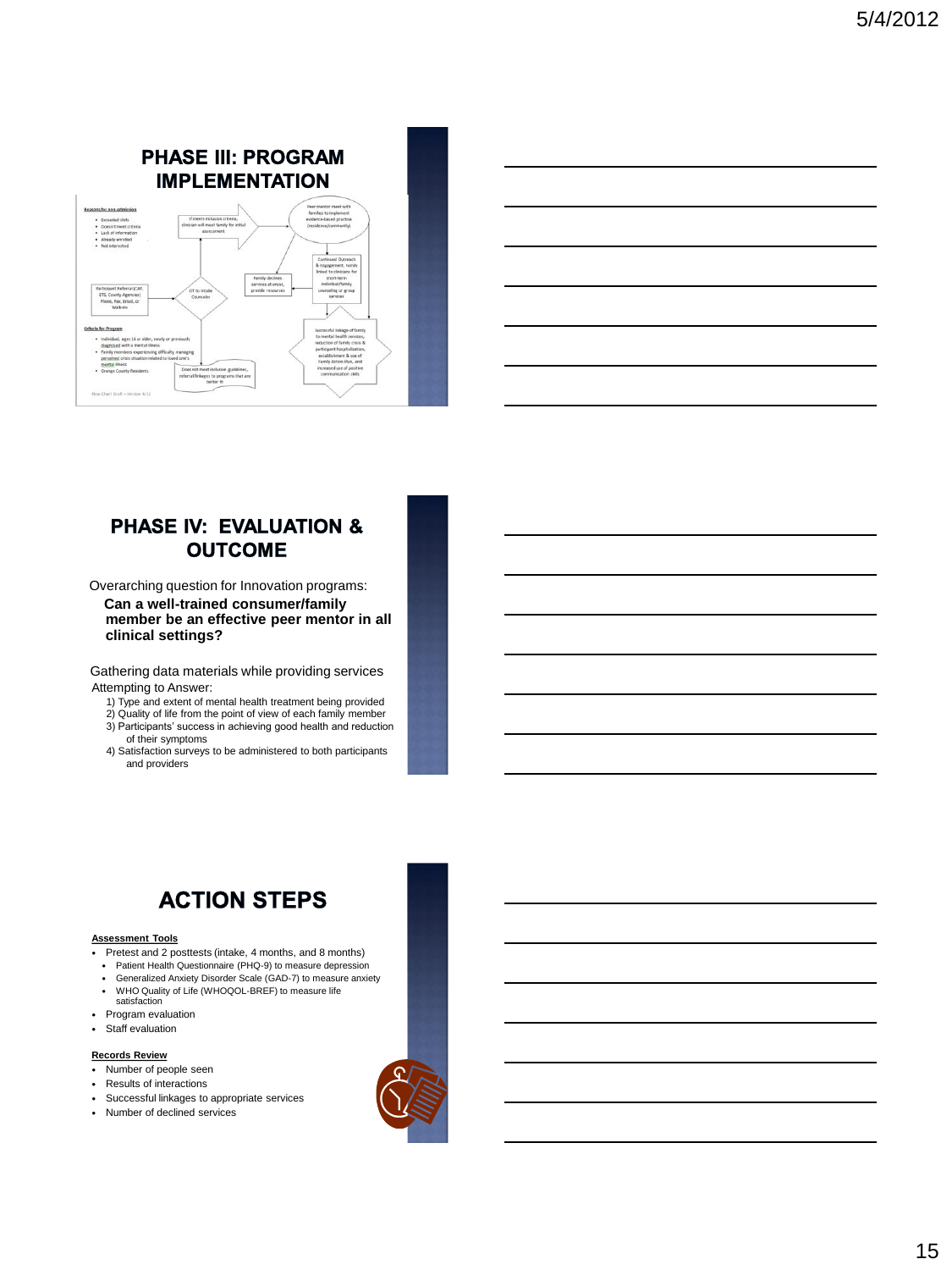## PHASE III: PROGRAM IMPLEMENTATION

**Reasons for non-admission**

- Exceeded slots
- Doesn't meet criteria
- Lack of information
- Already enrolled
- Not interested

If meets inclusion criteria, clinician will meet family for initial assessment

Peer mentor meet with families to implement evidence-based practice (residence/community)

Continued Outreach & Engagement, family linked to clinicians for short-term individual/family counseling or group services

Family declines services at onset, provide resources

Participant Referral (CAT, ETS, County Agencies) Phone, Fax, Email, or Walk-ins

OT to intake Counselor

**Criteria for Program**

- Individual, ages 16 or older, newly or previously diagnosed with a mental illness
- Family members experiencing difficulty managing perceived crisis situation related to loved one's mental illness
- Orange County Residents

Does not meet inclusion guidelines, referral/linkages to programs that are better fit

Successful linkage of family to mental health services, reduction of family crisis & participant hospitalization, establishment & use of Family Action Plan, and increased use of positive communication skills

Flow Chart Draft – Version 4/12

## PHASE IV: EVALUATION & OUTCOME

Overarching question for Innovation programs:

**Can a well-trained consumer/family member be an effective peer mentor in all clinical settings?**

Gathering data materials while providing services

Attempting to Answer:

1) Type and extent of mental health treatment being provided
2) Quality of life from the point of view of each family member
3) Participants' success in achieving good health and reduction of their symptoms
4) Satisfaction surveys to be administered to both participants and providers

## ACTION STEPS

**Assessment Tools**

- Pretest and 2 posttests (intake, 4 months, and 8 months)
  - Patient Health Questionnaire (PHQ-9) to measure depression
  - Generalized Anxiety Disorder Scale (GAD-7) to measure anxiety
  - WHO Quality of Life (WHOQOL-BREF) to measure life satisfaction
- Program evaluation
- Staff evaluation

**Records Review**

- Number of people seen
- Results of interactions
- Successful linkages to appropriate services
- Number of declined services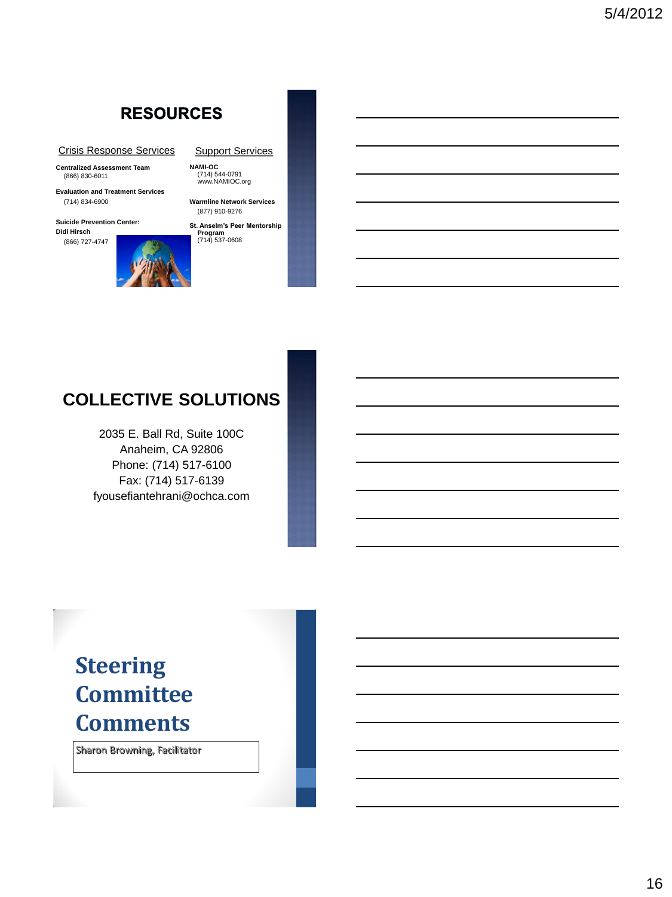## RESOURCES

**Crisis Response Services**

**Centralized Assessment Team**
(866) 830-6011

**Evaluation and Treatment Services**
(714) 834-6900

**Suicide Prevention Center: Didi Hirsch**
(866) 727-4747

**Support Services**

**NAMI-OC**
(714) 544-0791
www.NAMIOC.org

**Warmline Network Services**
(877) 910-9276

**St. Anselm's Peer Mentorship Program**
(714) 537-0608

## COLLECTIVE SOLUTIONS

2035 E. Ball Rd, Suite 100C
Anaheim, CA 92806
Phone: (714) 517-6100
Fax: (714) 517-6139
fyousefiantehrani@ochca.com

## Steering Committee Comments

Sharon Browning, Facilitator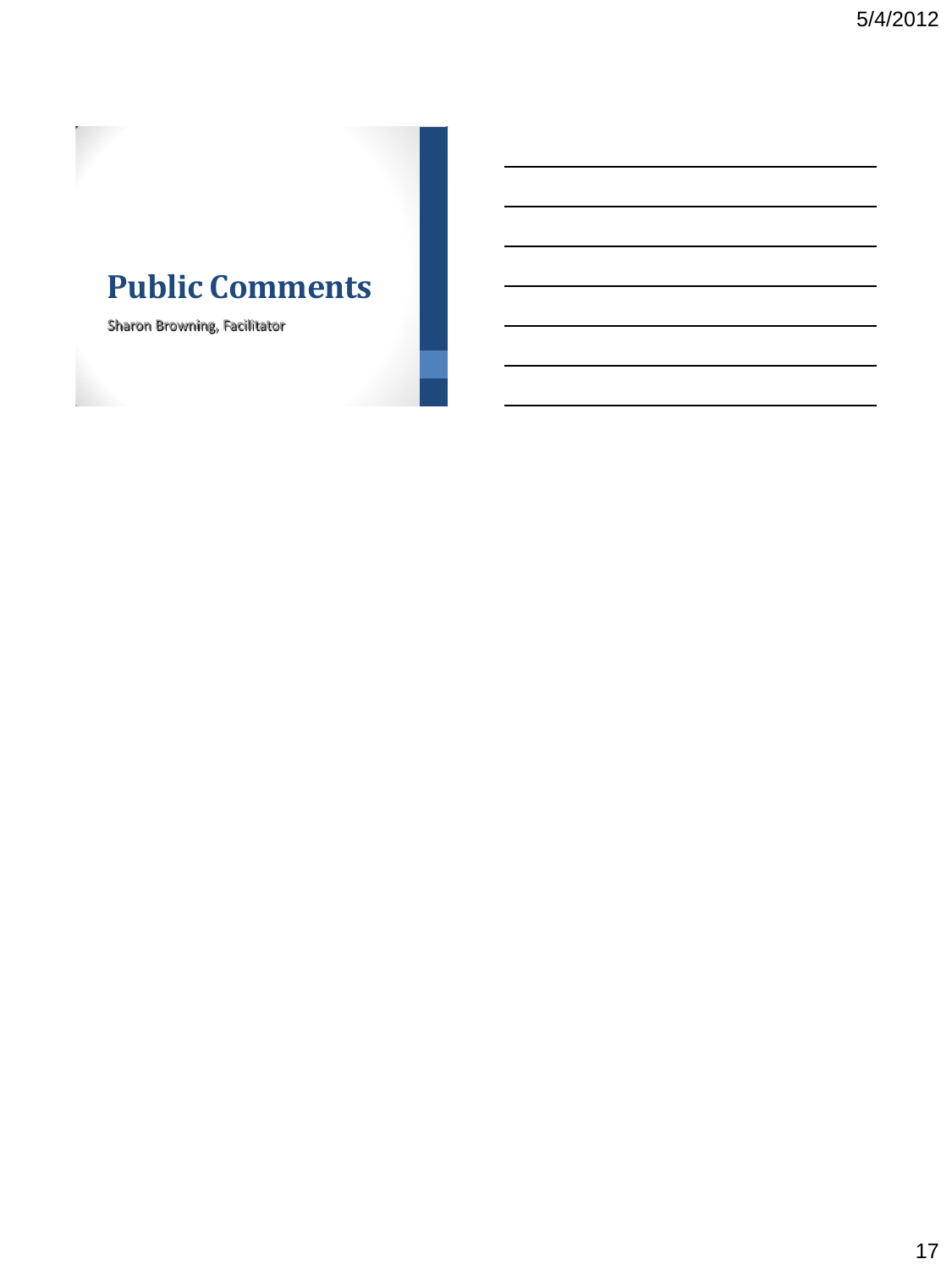# Public Comments

Sharon Browning, Facilitator